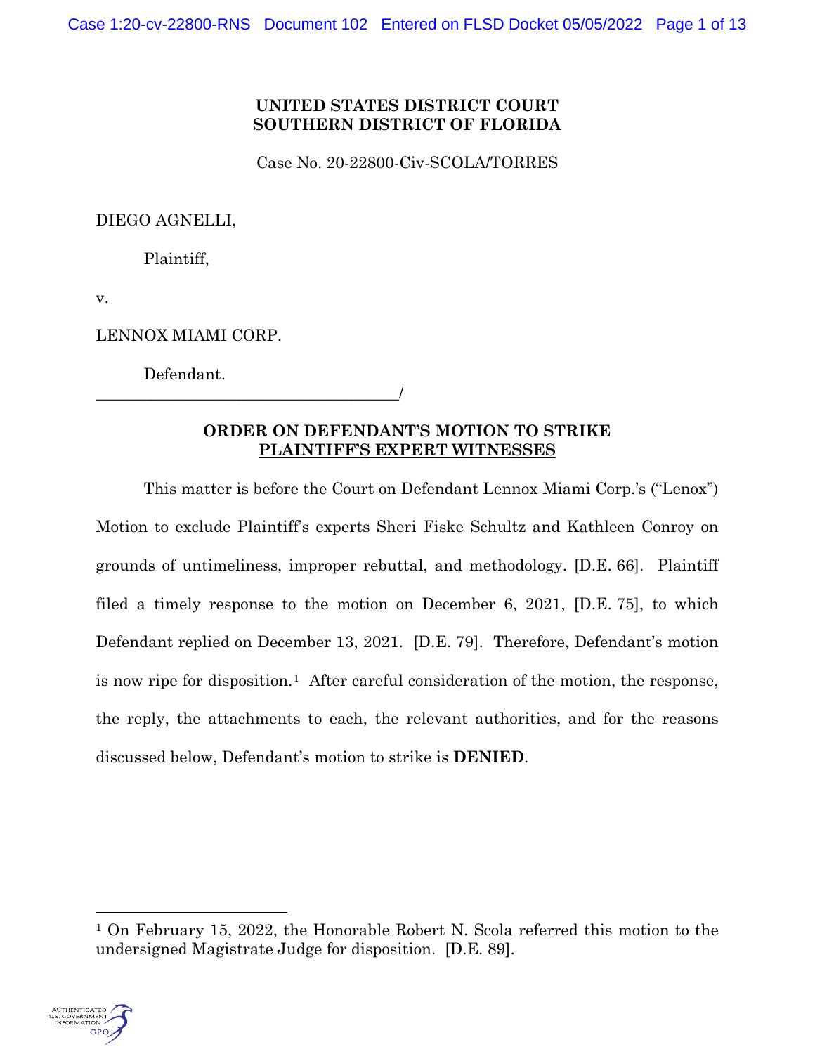**UNITED STATES DISTRICT COURT**
**SOUTHERN DISTRICT OF FLORIDA**

Case No. 20-22800-Civ-SCOLA/TORRES

DIEGO AGNELLI,

Plaintiff,

v.

LENNOX MIAMI CORP.

Defendant.
_____________________________________/

**ORDER ON DEFENDANT'S MOTION TO STRIKE PLAINTIFF'S EXPERT WITNESSES**

This matter is before the Court on Defendant Lennox Miami Corp.'s ("Lenox") Motion to exclude Plaintiff's experts Sheri Fiske Schultz and Kathleen Conroy on grounds of untimeliness, improper rebuttal, and methodology. [D.E. 66]. Plaintiff filed a timely response to the motion on December 6, 2021, [D.E. 75], to which Defendant replied on December 13, 2021. [D.E. 79]. Therefore, Defendant's motion is now ripe for disposition.[1] After careful consideration of the motion, the response, the reply, the attachments to each, the relevant authorities, and for the reasons discussed below, Defendant's motion to strike is **DENIED**.

[1] On February 15, 2022, the Honorable Robert N. Scola referred this motion to the undersigned Magistrate Judge for disposition. [D.E. 89].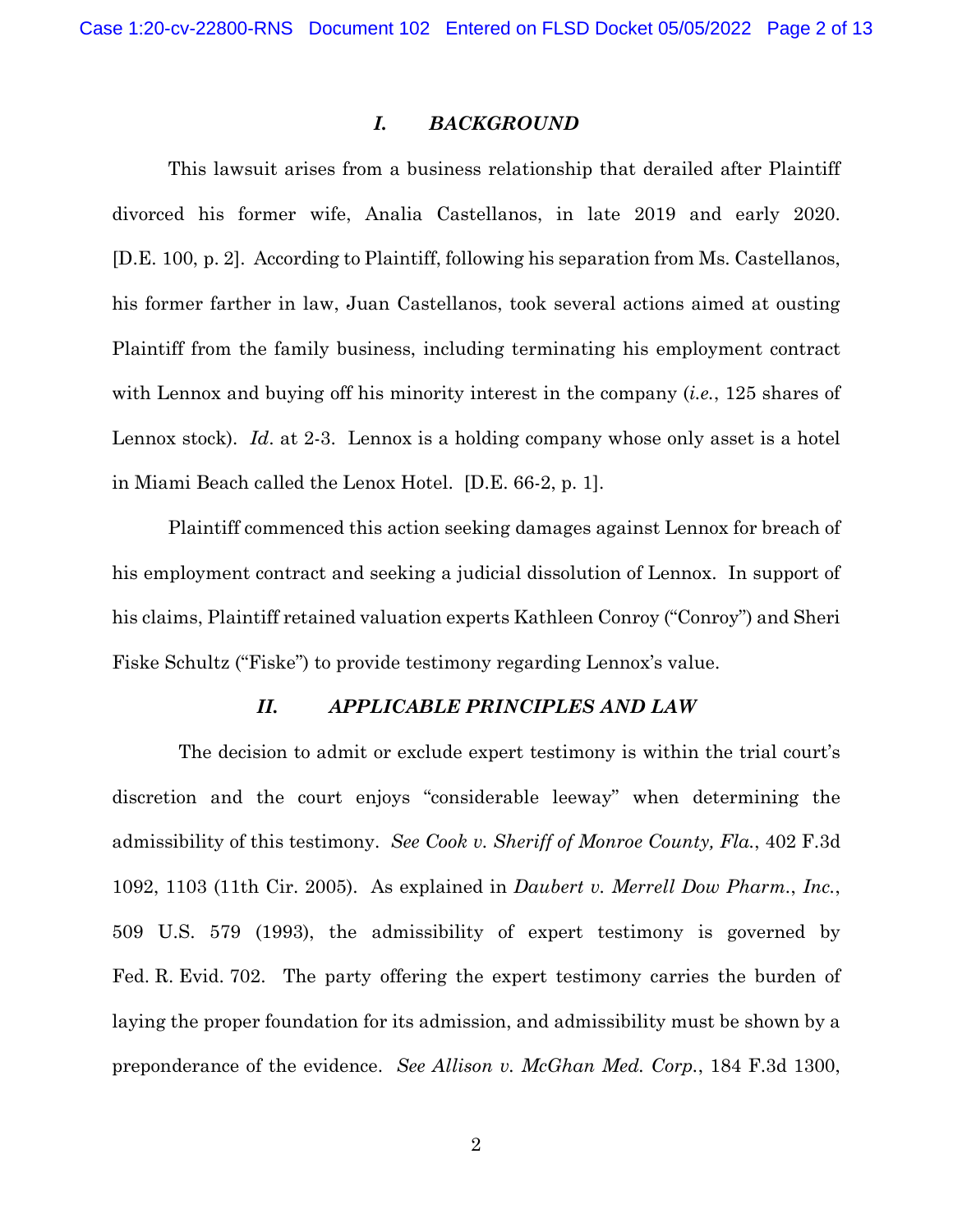## *I. BACKGROUND*

This lawsuit arises from a business relationship that derailed after Plaintiff divorced his former wife, Analia Castellanos, in late 2019 and early 2020. [D.E. 100, p. 2]. According to Plaintiff, following his separation from Ms. Castellanos, his former farther in law, Juan Castellanos, took several actions aimed at ousting Plaintiff from the family business, including terminating his employment contract with Lennox and buying off his minority interest in the company (*i.e.*, 125 shares of Lennox stock). *Id*. at 2-3. Lennox is a holding company whose only asset is a hotel in Miami Beach called the Lenox Hotel. [D.E. 66-2, p. 1].

Plaintiff commenced this action seeking damages against Lennox for breach of his employment contract and seeking a judicial dissolution of Lennox. In support of his claims, Plaintiff retained valuation experts Kathleen Conroy ("Conroy") and Sheri Fiske Schultz ("Fiske") to provide testimony regarding Lennox's value.

## *II. APPLICABLE PRINCIPLES AND LAW*

The decision to admit or exclude expert testimony is within the trial court's discretion and the court enjoys "considerable leeway" when determining the admissibility of this testimony. *See Cook v. Sheriff of Monroe County, Fla.*, 402 F.3d 1092, 1103 (11th Cir. 2005). As explained in *Daubert v. Merrell Dow Pharm., Inc.*, 509 U.S. 579 (1993), the admissibility of expert testimony is governed by Fed. R. Evid. 702. The party offering the expert testimony carries the burden of laying the proper foundation for its admission, and admissibility must be shown by a preponderance of the evidence. *See Allison v. McGhan Med. Corp.*, 184 F.3d 1300,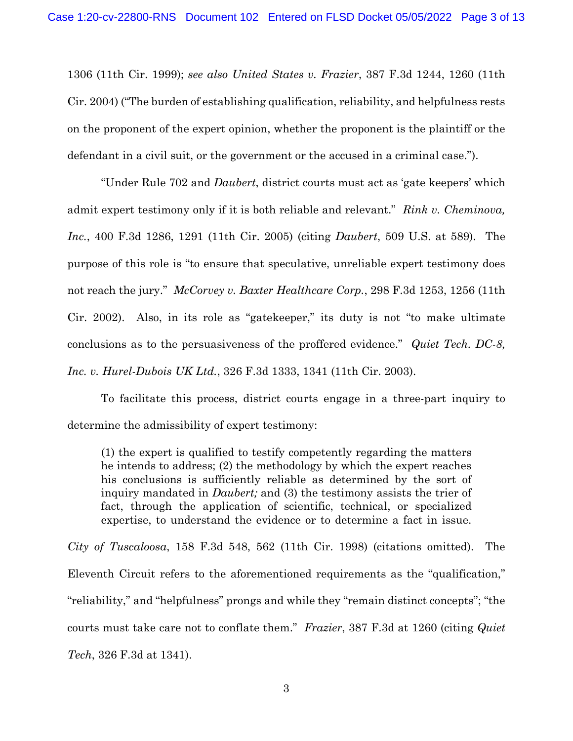1306 (11th Cir. 1999); *see also United States v. Frazier*, 387 F.3d 1244, 1260 (11th Cir. 2004) ("The burden of establishing qualification, reliability, and helpfulness rests on the proponent of the expert opinion, whether the proponent is the plaintiff or the defendant in a civil suit, or the government or the accused in a criminal case.").

"Under Rule 702 and *Daubert*, district courts must act as 'gate keepers' which admit expert testimony only if it is both reliable and relevant." *Rink v. Cheminova, Inc.*, 400 F.3d 1286, 1291 (11th Cir. 2005) (citing *Daubert*, 509 U.S. at 589). The purpose of this role is "to ensure that speculative, unreliable expert testimony does not reach the jury." *McCorvey v. Baxter Healthcare Corp.*, 298 F.3d 1253, 1256 (11th Cir. 2002). Also, in its role as "gatekeeper," its duty is not "to make ultimate conclusions as to the persuasiveness of the proffered evidence." *Quiet Tech. DC-8, Inc. v. Hurel-Dubois UK Ltd.*, 326 F.3d 1333, 1341 (11th Cir. 2003).

To facilitate this process, district courts engage in a three-part inquiry to determine the admissibility of expert testimony:

> (1) the expert is qualified to testify competently regarding the matters he intends to address; (2) the methodology by which the expert reaches his conclusions is sufficiently reliable as determined by the sort of inquiry mandated in *Daubert;* and (3) the testimony assists the trier of fact, through the application of scientific, technical, or specialized expertise, to understand the evidence or to determine a fact in issue.

*City of Tuscaloosa*, 158 F.3d 548, 562 (11th Cir. 1998) (citations omitted). The Eleventh Circuit refers to the aforementioned requirements as the "qualification," "reliability," and "helpfulness" prongs and while they "remain distinct concepts"; "the courts must take care not to conflate them." *Frazier*, 387 F.3d at 1260 (citing *Quiet Tech*, 326 F.3d at 1341).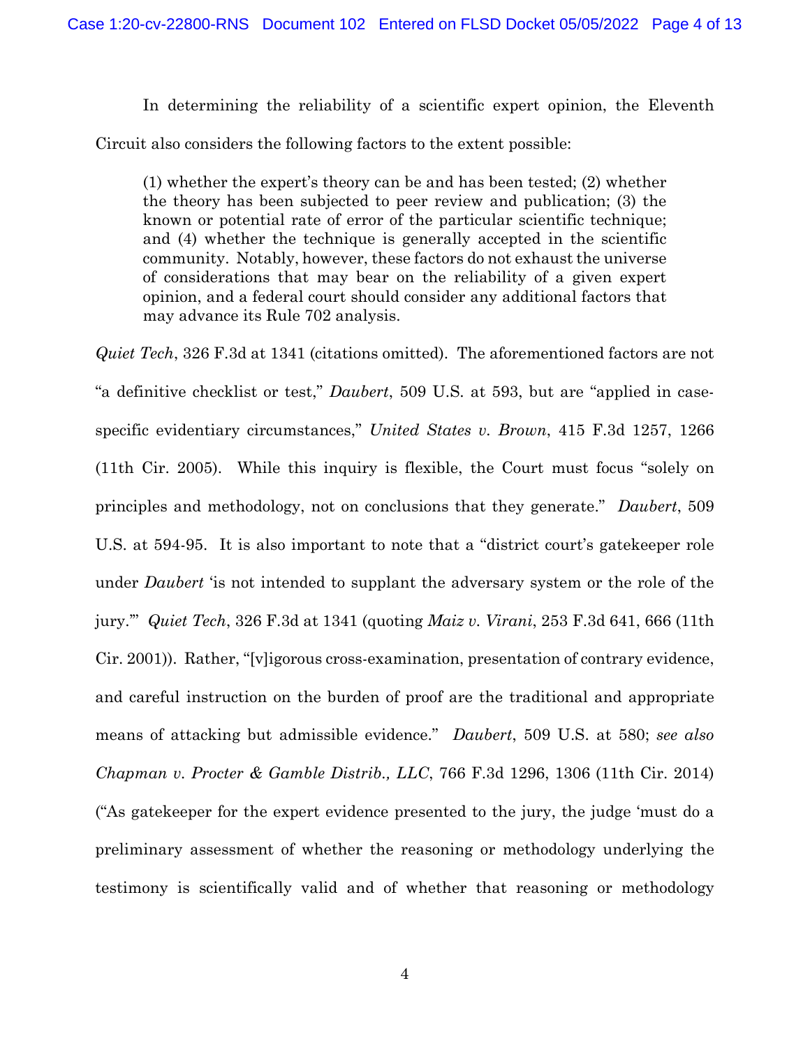In determining the reliability of a scientific expert opinion, the Eleventh Circuit also considers the following factors to the extent possible:

> (1) whether the expert's theory can be and has been tested; (2) whether the theory has been subjected to peer review and publication; (3) the known or potential rate of error of the particular scientific technique; and (4) whether the technique is generally accepted in the scientific community. Notably, however, these factors do not exhaust the universe of considerations that may bear on the reliability of a given expert opinion, and a federal court should consider any additional factors that may advance its Rule 702 analysis.

*Quiet Tech*, 326 F.3d at 1341 (citations omitted). The aforementioned factors are not "a definitive checklist or test," *Daubert*, 509 U.S. at 593, but are "applied in case-specific evidentiary circumstances," *United States v. Brown*, 415 F.3d 1257, 1266 (11th Cir. 2005). While this inquiry is flexible, the Court must focus "solely on principles and methodology, not on conclusions that they generate." *Daubert*, 509 U.S. at 594-95. It is also important to note that a "district court's gatekeeper role under *Daubert* 'is not intended to supplant the adversary system or the role of the jury.'" *Quiet Tech*, 326 F.3d at 1341 (quoting *Maiz v. Virani*, 253 F.3d 641, 666 (11th Cir. 2001)). Rather, "[v]igorous cross-examination, presentation of contrary evidence, and careful instruction on the burden of proof are the traditional and appropriate means of attacking but admissible evidence." *Daubert*, 509 U.S. at 580; *see also Chapman v. Procter & Gamble Distrib., LLC*, 766 F.3d 1296, 1306 (11th Cir. 2014) ("As gatekeeper for the expert evidence presented to the jury, the judge 'must do a preliminary assessment of whether the reasoning or methodology underlying the testimony is scientifically valid and of whether that reasoning or methodology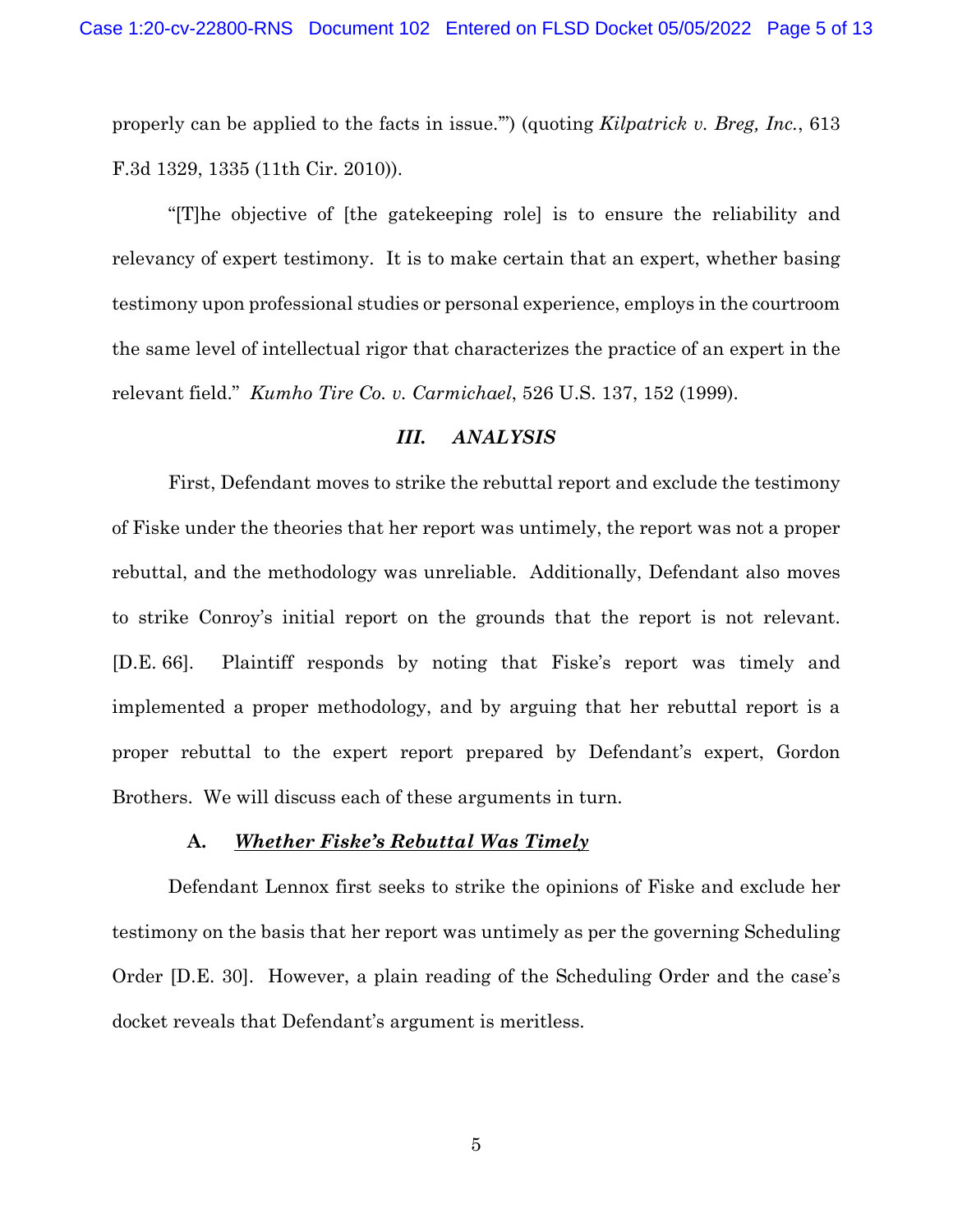properly can be applied to the facts in issue.'") (quoting *Kilpatrick v. Breg, Inc.*, 613 F.3d 1329, 1335 (11th Cir. 2010)).

"[T]he objective of [the gatekeeping role] is to ensure the reliability and relevancy of expert testimony. It is to make certain that an expert, whether basing testimony upon professional studies or personal experience, employs in the courtroom the same level of intellectual rigor that characterizes the practice of an expert in the relevant field." *Kumho Tire Co. v. Carmichael*, 526 U.S. 137, 152 (1999).

## *III. ANALYSIS*

First, Defendant moves to strike the rebuttal report and exclude the testimony of Fiske under the theories that her report was untimely, the report was not a proper rebuttal, and the methodology was unreliable. Additionally, Defendant also moves to strike Conroy's initial report on the grounds that the report is not relevant. [D.E. 66]. Plaintiff responds by noting that Fiske's report was timely and implemented a proper methodology, and by arguing that her rebuttal report is a proper rebuttal to the expert report prepared by Defendant's expert, Gordon Brothers. We will discuss each of these arguments in turn.

### A. ***Whether Fiske's Rebuttal Was Timely***

Defendant Lennox first seeks to strike the opinions of Fiske and exclude her testimony on the basis that her report was untimely as per the governing Scheduling Order [D.E. 30]. However, a plain reading of the Scheduling Order and the case's docket reveals that Defendant's argument is meritless.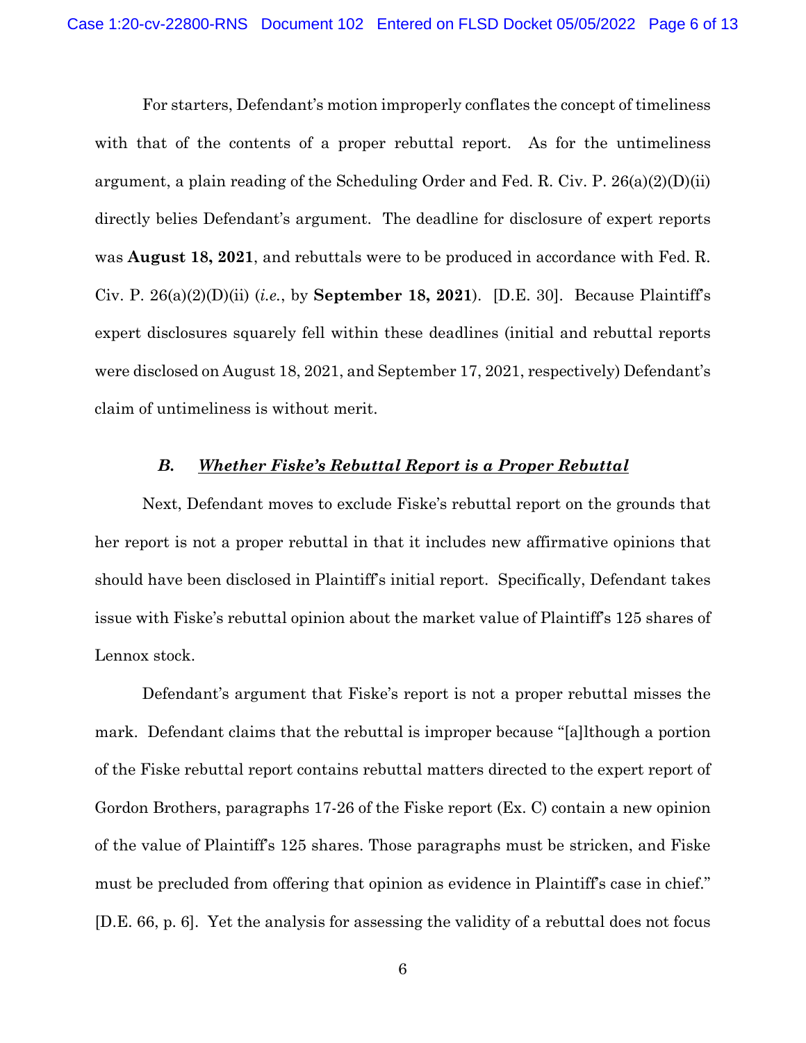For starters, Defendant's motion improperly conflates the concept of timeliness with that of the contents of a proper rebuttal report. As for the untimeliness argument, a plain reading of the Scheduling Order and Fed. R. Civ. P. 26(a)(2)(D)(ii) directly belies Defendant's argument. The deadline for disclosure of expert reports was **August 18, 2021**, and rebuttals were to be produced in accordance with Fed. R. Civ. P. 26(a)(2)(D)(ii) (*i.e.*, by **September 18, 2021**). [D.E. 30]. Because Plaintiff's expert disclosures squarely fell within these deadlines (initial and rebuttal reports were disclosed on August 18, 2021, and September 17, 2021, respectively) Defendant's claim of untimeliness is without merit.

### ***B. Whether Fiske's Rebuttal Report is a Proper Rebuttal***

Next, Defendant moves to exclude Fiske's rebuttal report on the grounds that her report is not a proper rebuttal in that it includes new affirmative opinions that should have been disclosed in Plaintiff's initial report. Specifically, Defendant takes issue with Fiske's rebuttal opinion about the market value of Plaintiff's 125 shares of Lennox stock.

Defendant's argument that Fiske's report is not a proper rebuttal misses the mark. Defendant claims that the rebuttal is improper because "[a]lthough a portion of the Fiske rebuttal report contains rebuttal matters directed to the expert report of Gordon Brothers, paragraphs 17-26 of the Fiske report (Ex. C) contain a new opinion of the value of Plaintiff's 125 shares. Those paragraphs must be stricken, and Fiske must be precluded from offering that opinion as evidence in Plaintiff's case in chief." [D.E. 66, p. 6]. Yet the analysis for assessing the validity of a rebuttal does not focus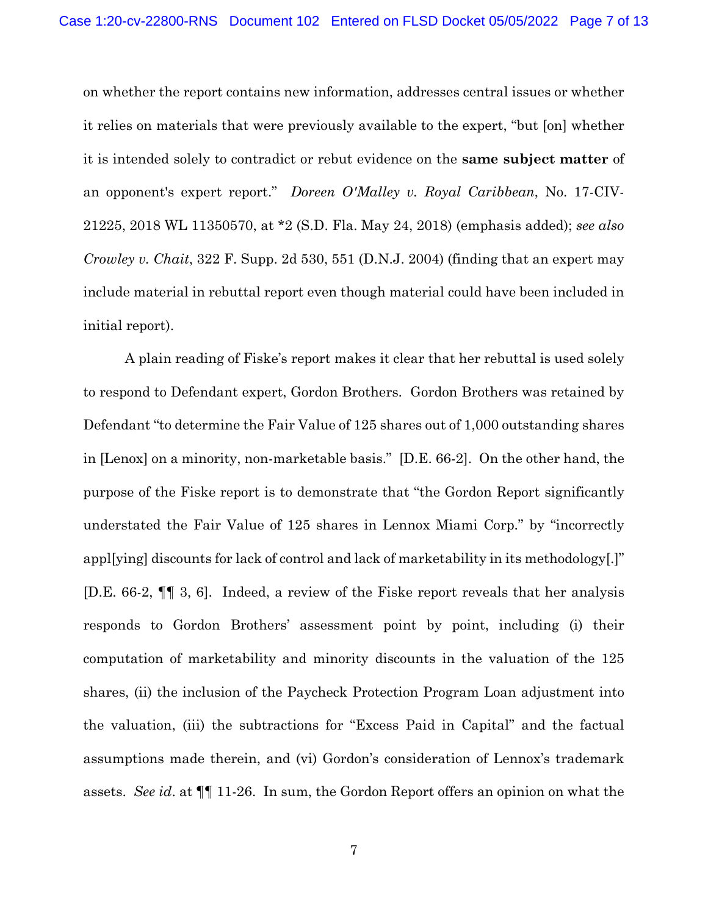on whether the report contains new information, addresses central issues or whether it relies on materials that were previously available to the expert, "but [on] whether it is intended solely to contradict or rebut evidence on the **same subject matter** of an opponent's expert report." *Doreen O'Malley v. Royal Caribbean*, No. 17-CIV-21225, 2018 WL 11350570, at *2 (S.D. Fla. May 24, 2018) (emphasis added); *see also Crowley v. Chait*, 322 F. Supp. 2d 530, 551 (D.N.J. 2004) (finding that an expert may include material in rebuttal report even though material could have been included in initial report).

A plain reading of Fiske's report makes it clear that her rebuttal is used solely to respond to Defendant expert, Gordon Brothers. Gordon Brothers was retained by Defendant "to determine the Fair Value of 125 shares out of 1,000 outstanding shares in [Lenox] on a minority, non-marketable basis." [D.E. 66-2]. On the other hand, the purpose of the Fiske report is to demonstrate that "the Gordon Report significantly understated the Fair Value of 125 shares in Lennox Miami Corp." by "incorrectly appl[ying] discounts for lack of control and lack of marketability in its methodology[.]" [D.E. 66-2, ¶¶ 3, 6]. Indeed, a review of the Fiske report reveals that her analysis responds to Gordon Brothers' assessment point by point, including (i) their computation of marketability and minority discounts in the valuation of the 125 shares, (ii) the inclusion of the Paycheck Protection Program Loan adjustment into the valuation, (iii) the subtractions for "Excess Paid in Capital" and the factual assumptions made therein, and (vi) Gordon's consideration of Lennox's trademark assets. *See id*. at ¶¶ 11-26. In sum, the Gordon Report offers an opinion on what the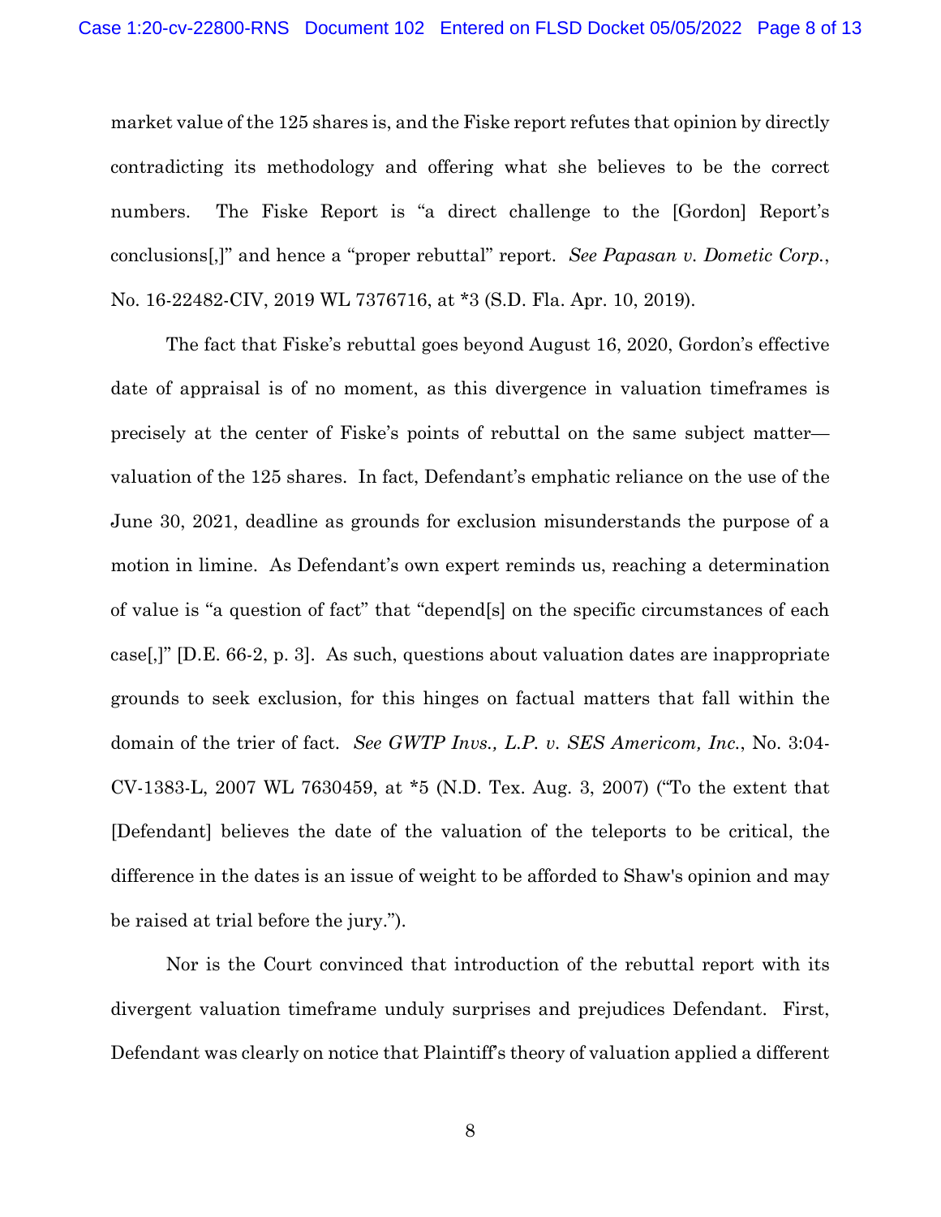market value of the 125 shares is, and the Fiske report refutes that opinion by directly contradicting its methodology and offering what she believes to be the correct numbers. The Fiske Report is "a direct challenge to the [Gordon] Report's conclusions[,]" and hence a "proper rebuttal" report. *See Papasan v. Dometic Corp.*, No. 16-22482-CIV, 2019 WL 7376716, at *3 (S.D. Fla. Apr. 10, 2019).

The fact that Fiske's rebuttal goes beyond August 16, 2020, Gordon's effective date of appraisal is of no moment, as this divergence in valuation timeframes is precisely at the center of Fiske's points of rebuttal on the same subject matter—valuation of the 125 shares. In fact, Defendant's emphatic reliance on the use of the June 30, 2021, deadline as grounds for exclusion misunderstands the purpose of a motion in limine. As Defendant's own expert reminds us, reaching a determination of value is "a question of fact" that "depend[s] on the specific circumstances of each case[,]" [D.E. 66-2, p. 3]. As such, questions about valuation dates are inappropriate grounds to seek exclusion, for this hinges on factual matters that fall within the domain of the trier of fact. *See GWTP Invs., L.P. v. SES Americom, Inc.*, No. 3:04-CV-1383-L, 2007 WL 7630459, at *5 (N.D. Tex. Aug. 3, 2007) ("To the extent that [Defendant] believes the date of the valuation of the teleports to be critical, the difference in the dates is an issue of weight to be afforded to Shaw's opinion and may be raised at trial before the jury.").

Nor is the Court convinced that introduction of the rebuttal report with its divergent valuation timeframe unduly surprises and prejudices Defendant. First, Defendant was clearly on notice that Plaintiff's theory of valuation applied a different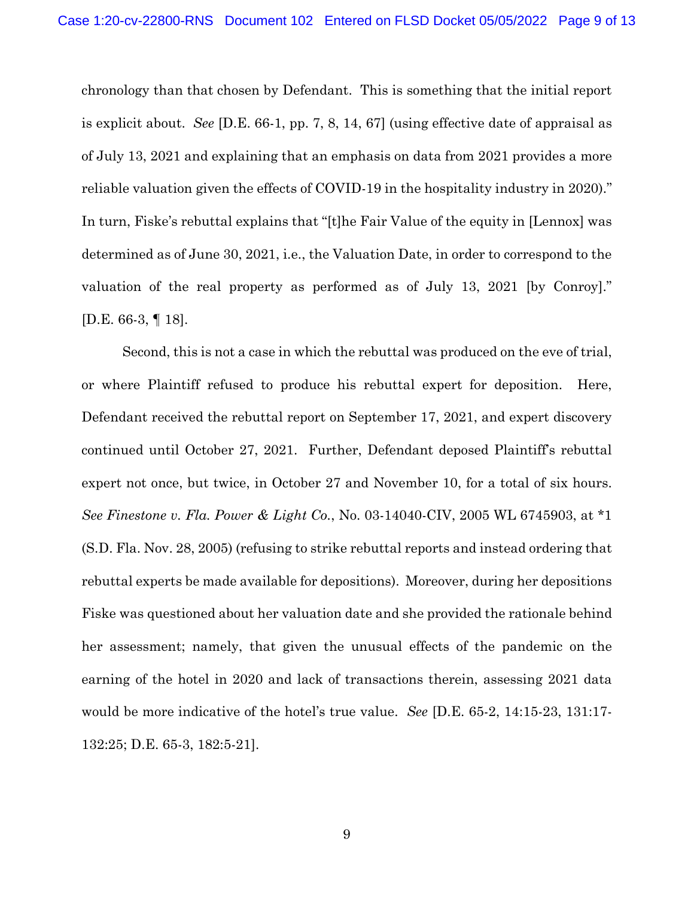chronology than that chosen by Defendant. This is something that the initial report is explicit about. *See* [D.E. 66-1, pp. 7, 8, 14, 67] (using effective date of appraisal as of July 13, 2021 and explaining that an emphasis on data from 2021 provides a more reliable valuation given the effects of COVID-19 in the hospitality industry in 2020)." In turn, Fiske's rebuttal explains that "[t]he Fair Value of the equity in [Lennox] was determined as of June 30, 2021, i.e., the Valuation Date, in order to correspond to the valuation of the real property as performed as of July 13, 2021 [by Conroy]." [D.E. 66-3, ¶ 18].

Second, this is not a case in which the rebuttal was produced on the eve of trial, or where Plaintiff refused to produce his rebuttal expert for deposition. Here, Defendant received the rebuttal report on September 17, 2021, and expert discovery continued until October 27, 2021. Further, Defendant deposed Plaintiff's rebuttal expert not once, but twice, in October 27 and November 10, for a total of six hours. *See Finestone v. Fla. Power & Light Co.*, No. 03-14040-CIV, 2005 WL 6745903, at *1 (S.D. Fla. Nov. 28, 2005) (refusing to strike rebuttal reports and instead ordering that rebuttal experts be made available for depositions). Moreover, during her depositions Fiske was questioned about her valuation date and she provided the rationale behind her assessment; namely, that given the unusual effects of the pandemic on the earning of the hotel in 2020 and lack of transactions therein, assessing 2021 data would be more indicative of the hotel's true value. *See* [D.E. 65-2, 14:15-23, 131:17-132:25; D.E. 65-3, 182:5-21].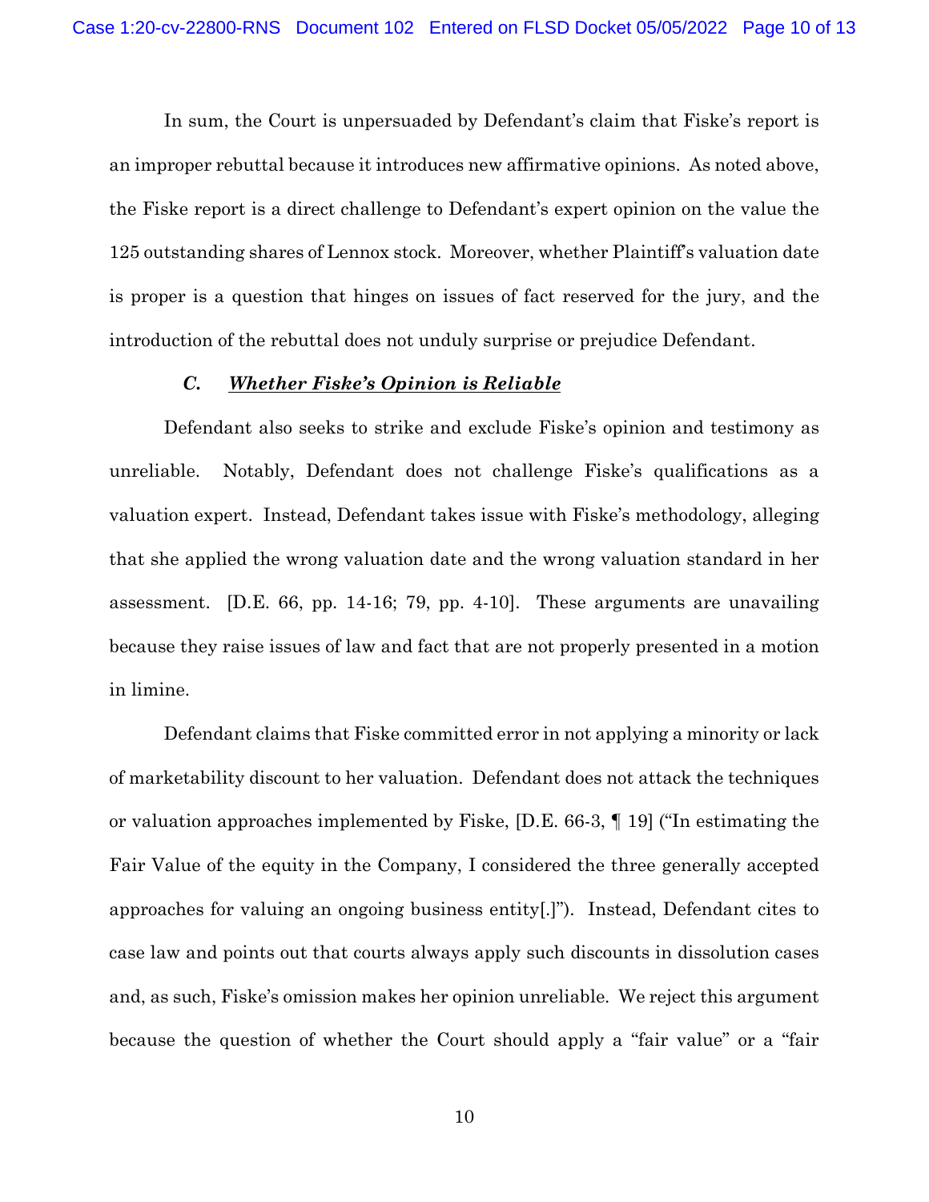In sum, the Court is unpersuaded by Defendant's claim that Fiske's report is an improper rebuttal because it introduces new affirmative opinions. As noted above, the Fiske report is a direct challenge to Defendant's expert opinion on the value the 125 outstanding shares of Lennox stock. Moreover, whether Plaintiff's valuation date is proper is a question that hinges on issues of fact reserved for the jury, and the introduction of the rebuttal does not unduly surprise or prejudice Defendant.

### *C. Whether Fiske's Opinion is Reliable*

Defendant also seeks to strike and exclude Fiske's opinion and testimony as unreliable. Notably, Defendant does not challenge Fiske's qualifications as a valuation expert. Instead, Defendant takes issue with Fiske's methodology, alleging that she applied the wrong valuation date and the wrong valuation standard in her assessment. [D.E. 66, pp. 14-16; 79, pp. 4-10]. These arguments are unavailing because they raise issues of law and fact that are not properly presented in a motion in limine.

Defendant claims that Fiske committed error in not applying a minority or lack of marketability discount to her valuation. Defendant does not attack the techniques or valuation approaches implemented by Fiske, [D.E. 66-3, ¶ 19] ("In estimating the Fair Value of the equity in the Company, I considered the three generally accepted approaches for valuing an ongoing business entity[.]"). Instead, Defendant cites to case law and points out that courts always apply such discounts in dissolution cases and, as such, Fiske's omission makes her opinion unreliable. We reject this argument because the question of whether the Court should apply a "fair value" or a "fair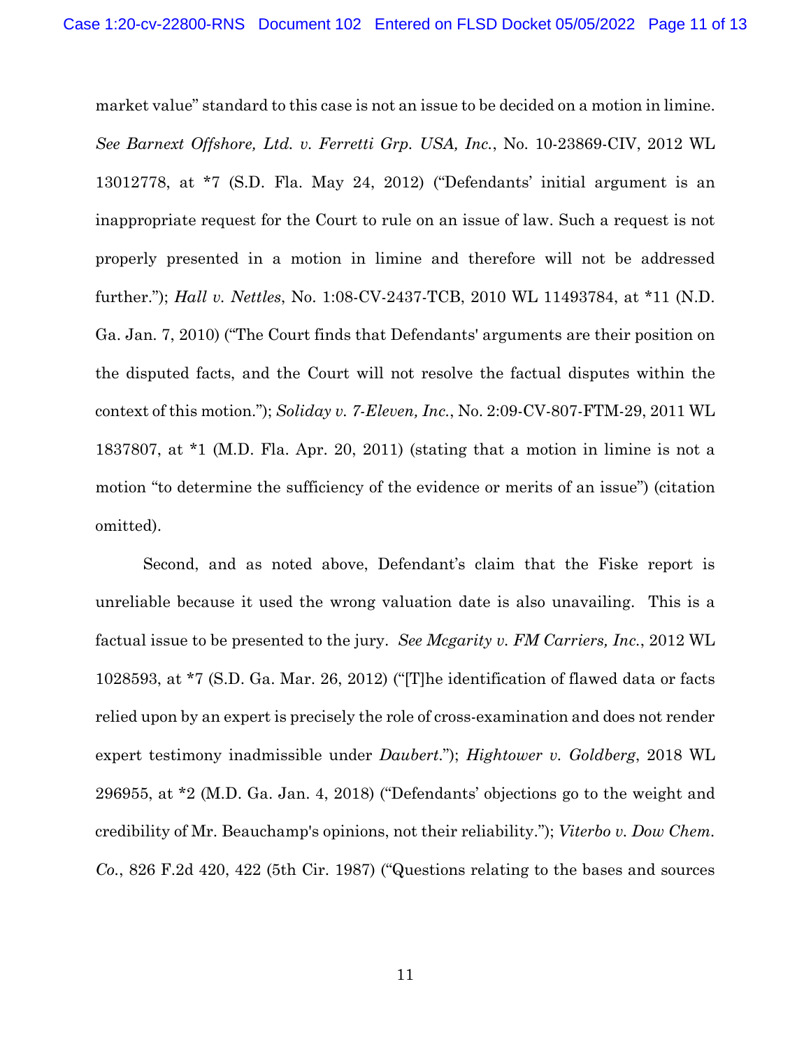market value" standard to this case is not an issue to be decided on a motion in limine. *See Barnext Offshore, Ltd. v. Ferretti Grp. USA, Inc.*, No. 10-23869-CIV, 2012 WL 13012778, at *7 (S.D. Fla. May 24, 2012) ("Defendants' initial argument is an inappropriate request for the Court to rule on an issue of law. Such a request is not properly presented in a motion in limine and therefore will not be addressed further."); *Hall v. Nettles*, No. 1:08-CV-2437-TCB, 2010 WL 11493784, at *11 (N.D. Ga. Jan. 7, 2010) ("The Court finds that Defendants' arguments are their position on the disputed facts, and the Court will not resolve the factual disputes within the context of this motion."); *Soliday v. 7-Eleven, Inc.*, No. 2:09-CV-807-FTM-29, 2011 WL 1837807, at *1 (M.D. Fla. Apr. 20, 2011) (stating that a motion in limine is not a motion "to determine the sufficiency of the evidence or merits of an issue") (citation omitted).

Second, and as noted above, Defendant's claim that the Fiske report is unreliable because it used the wrong valuation date is also unavailing. This is a factual issue to be presented to the jury. *See Mcgarity v. FM Carriers, Inc.*, 2012 WL 1028593, at *7 (S.D. Ga. Mar. 26, 2012) ("[T]he identification of flawed data or facts relied upon by an expert is precisely the role of cross-examination and does not render expert testimony inadmissible under *Daubert*."); *Hightower v. Goldberg*, 2018 WL 296955, at *2 (M.D. Ga. Jan. 4, 2018) ("Defendants' objections go to the weight and credibility of Mr. Beauchamp's opinions, not their reliability."); *Viterbo v. Dow Chem. Co.*, 826 F.2d 420, 422 (5th Cir. 1987) ("Questions relating to the bases and sources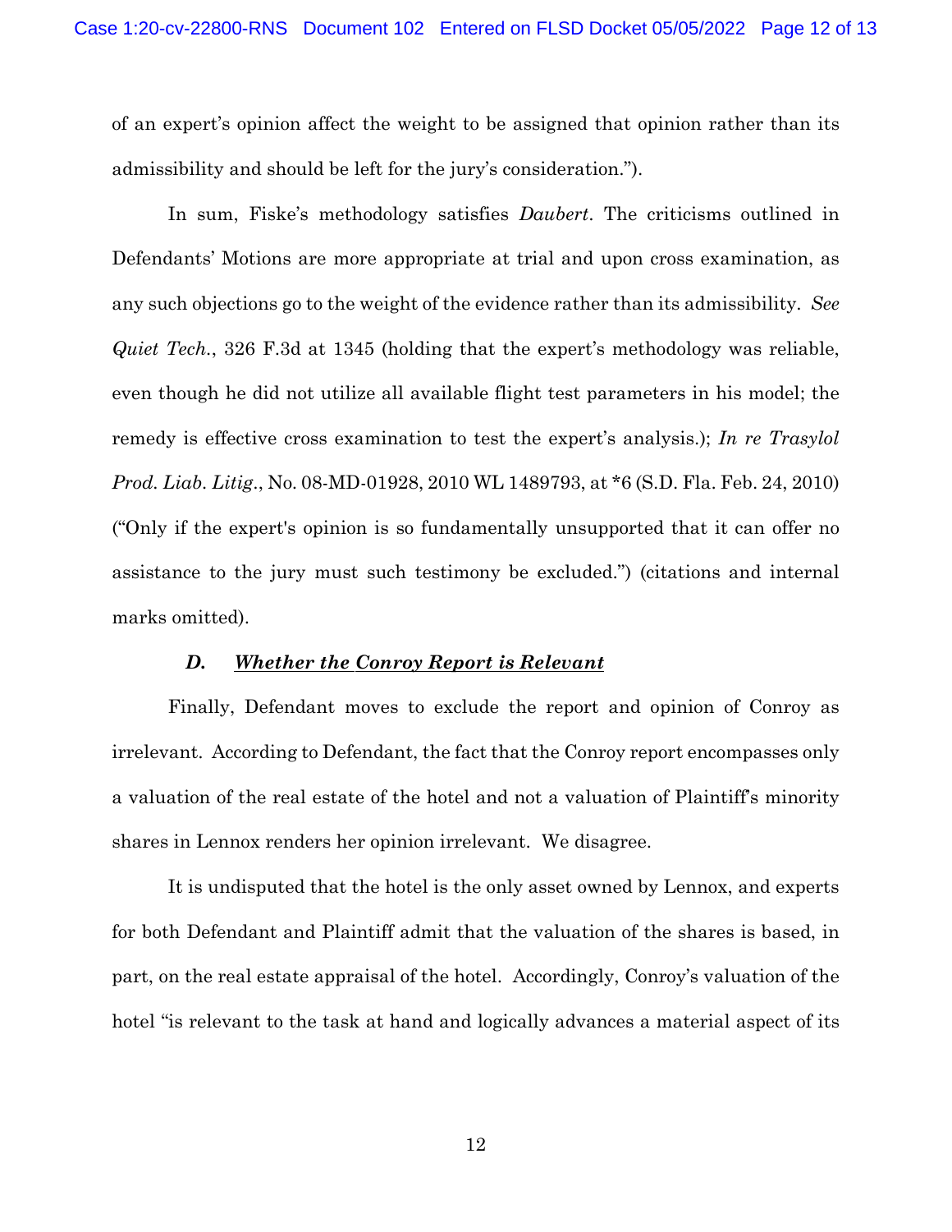of an expert's opinion affect the weight to be assigned that opinion rather than its admissibility and should be left for the jury's consideration.").

In sum, Fiske's methodology satisfies *Daubert*. The criticisms outlined in Defendants' Motions are more appropriate at trial and upon cross examination, as any such objections go to the weight of the evidence rather than its admissibility. *See Quiet Tech.*, 326 F.3d at 1345 (holding that the expert's methodology was reliable, even though he did not utilize all available flight test parameters in his model; the remedy is effective cross examination to test the expert's analysis.); *In re Trasylol Prod. Liab. Litig.*, No. 08-MD-01928, 2010 WL 1489793, at *6 (S.D. Fla. Feb. 24, 2010) ("Only if the expert's opinion is so fundamentally unsupported that it can offer no assistance to the jury must such testimony be excluded.") (citations and internal marks omitted).

### *D. Whether the Conroy Report is Relevant*

Finally, Defendant moves to exclude the report and opinion of Conroy as irrelevant. According to Defendant, the fact that the Conroy report encompasses only a valuation of the real estate of the hotel and not a valuation of Plaintiff's minority shares in Lennox renders her opinion irrelevant. We disagree.

It is undisputed that the hotel is the only asset owned by Lennox, and experts for both Defendant and Plaintiff admit that the valuation of the shares is based, in part, on the real estate appraisal of the hotel. Accordingly, Conroy's valuation of the hotel "is relevant to the task at hand and logically advances a material aspect of its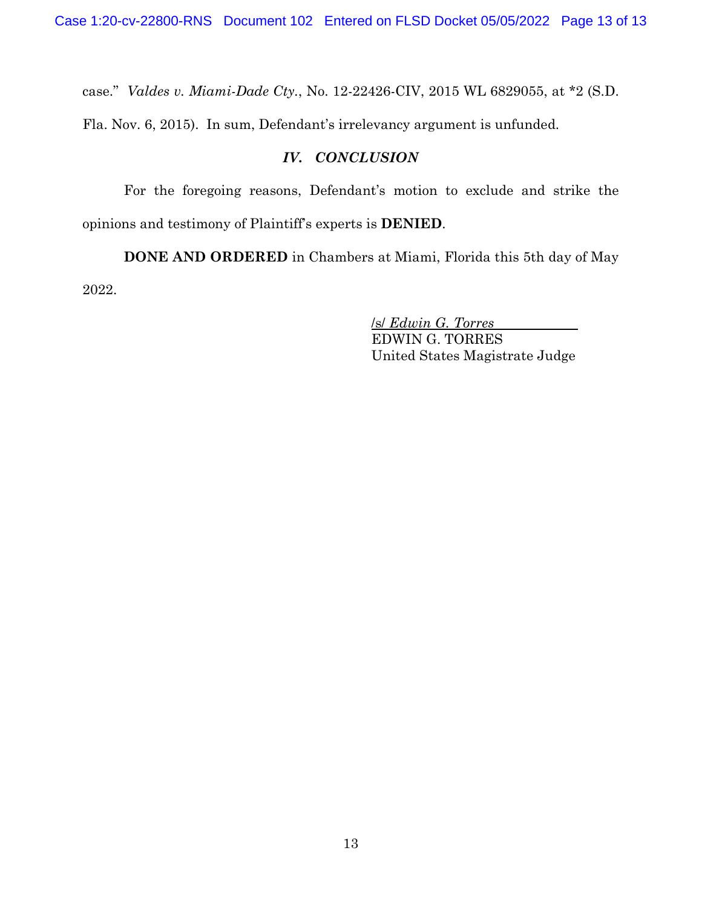case." *Valdes v. Miami-Dade Cty.*, No. 12-22426-CIV, 2015 WL 6829055, at *2 (S.D. Fla. Nov. 6, 2015). In sum, Defendant's irrelevancy argument is unfunded.

### *IV. CONCLUSION*

For the foregoing reasons, Defendant's motion to exclude and strike the opinions and testimony of Plaintiff's experts is **DENIED**.

**DONE AND ORDERED** in Chambers at Miami, Florida this 5th day of May 2022.

/s/ *Edwin G. Torres*
EDWIN G. TORRES
United States Magistrate Judge